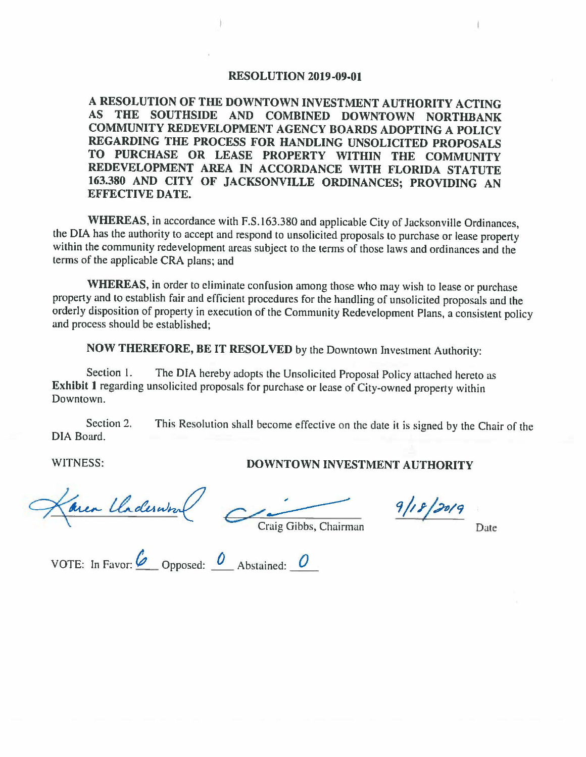# RESOLUTION 2019-09-01

**A RESOLUTION OF THE DOWNTOWN INVESTMENT AUTHORITY ACTING AS THE SOUTHSIDE AND COMBINED DOWNTOWN NORTHBANK COMMUNITY REDEVELOPMENT AGENCY BOARDS ADOPTING A POLICY REGARDING THE PROCESS FOR HANDLING UNSOLICITED PROPOSALS TO PURCHASE OR LEASE PROPERTY WITHIN THE COMMUNITY REDEVELOPMENT AREA IN ACCORDANCE WITH FLORIDA STATUTE 163.380 AND CITY OF JACKSONVILLE ORDINANCES; PROVIDING AN EFFECTIVE DATE.**

**WHEREAS,** in accordance with F.S.163.380 and applicable City of Jacksonville Ordinances, the DIA has the authority to accept and respond to unsolicited proposals to purchase or lease property within the community redevelopment areas subject to the terms of those laws and ordinances and the terms of the applicable CRA plans; and

**WHEREAS,** in order to eliminate confusion among those who may wish to lease or purchase property and to establish fair and efficient procedures for the handling of unsolicited proposals and the orderly disposition of property in execution of the Community Redevelopment Plans, a consistent policy and process should be established;

**NOW THEREFORE, BE IT RESOLVED** by the Downtown Investment Authority:

Section 1. The DIA hereby adopts the Unsolicited Proposal Policy attached hereto as **Exhibit 1** regarding unsolicited proposals for purchase or lease of City-owned property within Downtown.

Section 2. This Resolution shall become effective on the date it is signed by the Chair of the DIA Board.

WITNESS: **DOWNTOWN INVESTMENT AUTHORITY**

Karen Underwood

Craig Gibbs, Chairman

9/18/2019
Date

VOTE: In Favor: 6 Opposed: 0 Abstained: 0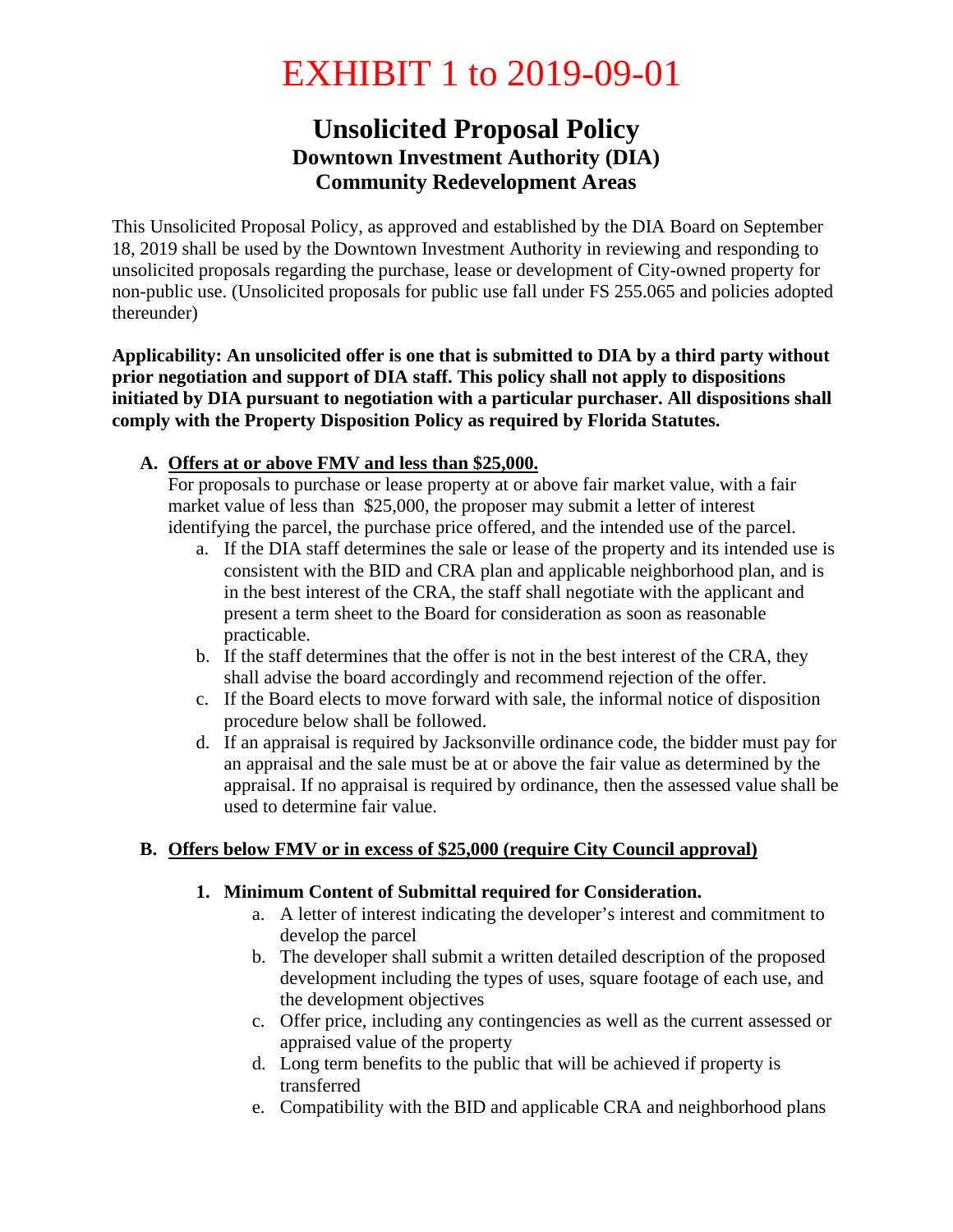# EXHIBIT 1 to 2019-09-01

## Unsolicited Proposal Policy
### Downtown Investment Authority (DIA)
### Community Redevelopment Areas

This Unsolicited Proposal Policy, as approved and established by the DIA Board on September 18, 2019 shall be used by the Downtown Investment Authority in reviewing and responding to unsolicited proposals regarding the purchase, lease or development of City-owned property for non-public use. (Unsolicited proposals for public use fall under FS 255.065 and policies adopted thereunder)

**Applicability: An unsolicited offer is one that is submitted to DIA by a third party without prior negotiation and support of DIA staff. This policy shall not apply to dispositions initiated by DIA pursuant to negotiation with a particular purchaser. All dispositions shall comply with the Property Disposition Policy as required by Florida Statutes.**

**A. <u>Offers at or above FMV and less than $25,000.</u>**

For proposals to purchase or lease property at or above fair market value, with a fair market value of less than $25,000, the proposer may submit a letter of interest identifying the parcel, the purchase price offered, and the intended use of the parcel.

a. If the DIA staff determines the sale or lease of the property and its intended use is consistent with the BID and CRA plan and applicable neighborhood plan, and is in the best interest of the CRA, the staff shall negotiate with the applicant and present a term sheet to the Board for consideration as soon as reasonable practicable.

b. If the staff determines that the offer is not in the best interest of the CRA, they shall advise the board accordingly and recommend rejection of the offer.

c. If the Board elects to move forward with sale, the informal notice of disposition procedure below shall be followed.

d. If an appraisal is required by Jacksonville ordinance code, the bidder must pay for an appraisal and the sale must be at or above the fair value as determined by the appraisal. If no appraisal is required by ordinance, then the assessed value shall be used to determine fair value.

**B. <u>Offers below FMV or in excess of $25,000 (require City Council approval)</u>**

**1. Minimum Content of Submittal required for Consideration.**

a. A letter of interest indicating the developer's interest and commitment to develop the parcel

b. The developer shall submit a written detailed description of the proposed development including the types of uses, square footage of each use, and the development objectives

c. Offer price, including any contingencies as well as the current assessed or appraised value of the property

d. Long term benefits to the public that will be achieved if property is transferred

e. Compatibility with the BID and applicable CRA and neighborhood plans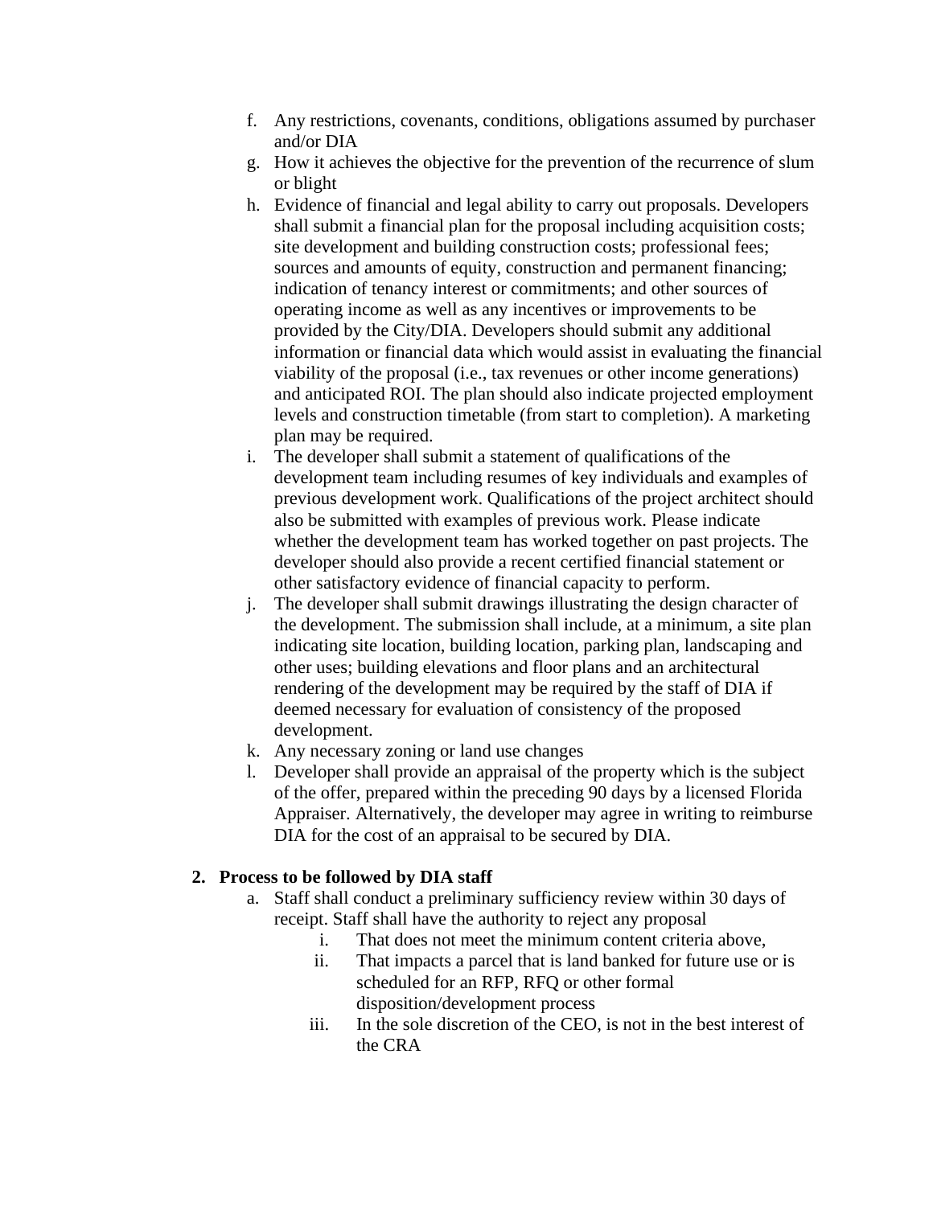f. Any restrictions, covenants, conditions, obligations assumed by purchaser and/or DIA
g. How it achieves the objective for the prevention of the recurrence of slum or blight
h. Evidence of financial and legal ability to carry out proposals. Developers shall submit a financial plan for the proposal including acquisition costs; site development and building construction costs; professional fees; sources and amounts of equity, construction and permanent financing; indication of tenancy interest or commitments; and other sources of operating income as well as any incentives or improvements to be provided by the City/DIA. Developers should submit any additional information or financial data which would assist in evaluating the financial viability of the proposal (i.e., tax revenues or other income generations) and anticipated ROI. The plan should also indicate projected employment levels and construction timetable (from start to completion). A marketing plan may be required.
i. The developer shall submit a statement of qualifications of the development team including resumes of key individuals and examples of previous development work. Qualifications of the project architect should also be submitted with examples of previous work. Please indicate whether the development team has worked together on past projects. The developer should also provide a recent certified financial statement or other satisfactory evidence of financial capacity to perform.
j. The developer shall submit drawings illustrating the design character of the development. The submission shall include, at a minimum, a site plan indicating site location, building location, parking plan, landscaping and other uses; building elevations and floor plans and an architectural rendering of the development may be required by the staff of DIA if deemed necessary for evaluation of consistency of the proposed development.
k. Any necessary zoning or land use changes
l. Developer shall provide an appraisal of the property which is the subject of the offer, prepared within the preceding 90 days by a licensed Florida Appraiser. Alternatively, the developer may agree in writing to reimburse DIA for the cost of an appraisal to be secured by DIA.

**2. Process to be followed by DIA staff**

a. Staff shall conduct a preliminary sufficiency review within 30 days of receipt. Staff shall have the authority to reject any proposal
    i. That does not meet the minimum content criteria above,
    ii. That impacts a parcel that is land banked for future use or is scheduled for an RFP, RFQ or other formal disposition/development process
    iii. In the sole discretion of the CEO, is not in the best interest of the CRA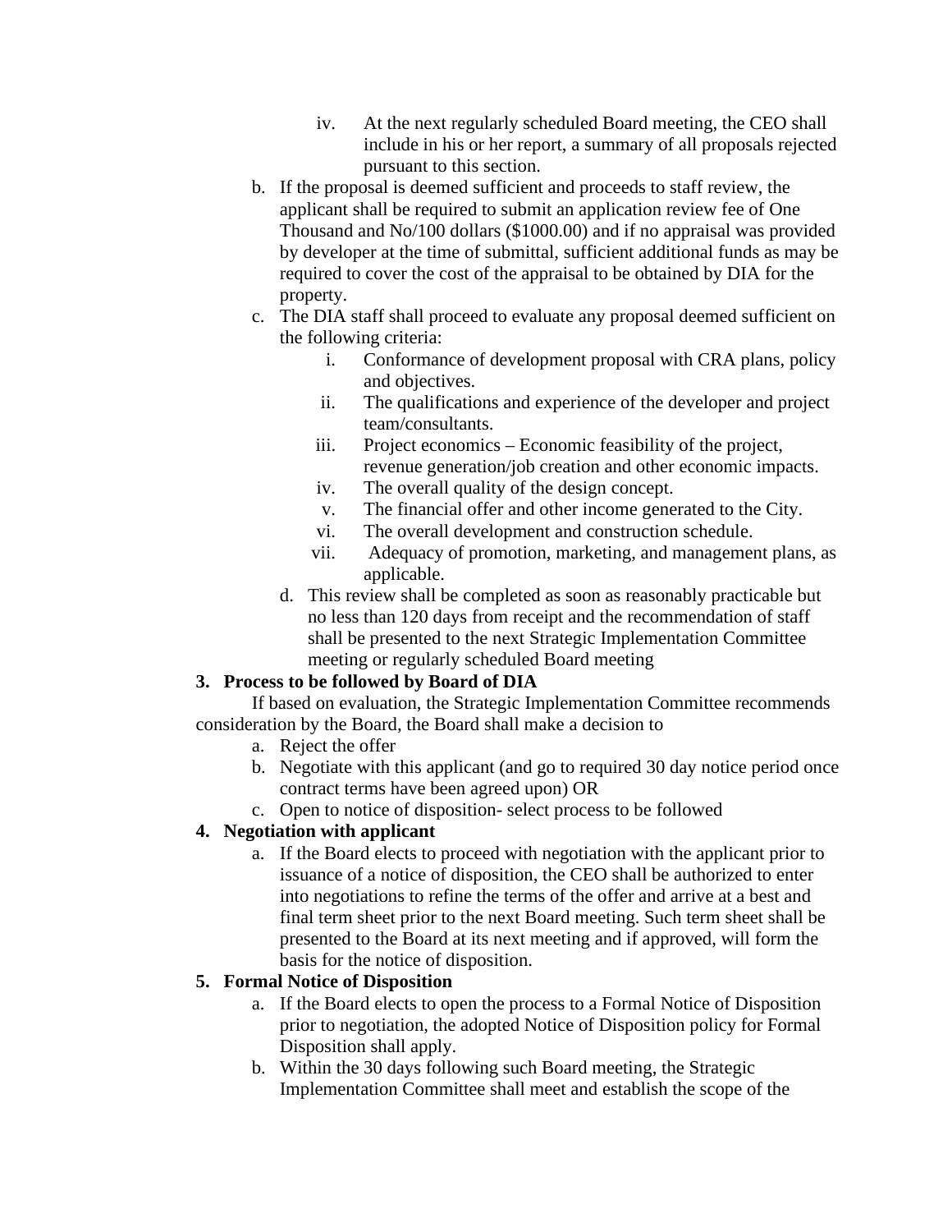iv. At the next regularly scheduled Board meeting, the CEO shall include in his or her report, a summary of all proposals rejected pursuant to this section.

b. If the proposal is deemed sufficient and proceeds to staff review, the applicant shall be required to submit an application review fee of One Thousand and No/100 dollars ($1000.00) and if no appraisal was provided by developer at the time of submittal, sufficient additional funds as may be required to cover the cost of the appraisal to be obtained by DIA for the property.

c. The DIA staff shall proceed to evaluate any proposal deemed sufficient on the following criteria:
   i. Conformance of development proposal with CRA plans, policy and objectives.
   ii. The qualifications and experience of the developer and project team/consultants.
   iii. Project economics – Economic feasibility of the project, revenue generation/job creation and other economic impacts.
   iv. The overall quality of the design concept.
   v. The financial offer and other income generated to the City.
   vi. The overall development and construction schedule.
   vii. Adequacy of promotion, marketing, and management plans, as applicable.

d. This review shall be completed as soon as reasonably practicable but no less than 120 days from receipt and the recommendation of staff shall be presented to the next Strategic Implementation Committee meeting or regularly scheduled Board meeting

**3. Process to be followed by Board of DIA**

If based on evaluation, the Strategic Implementation Committee recommends consideration by the Board, the Board shall make a decision to

a. Reject the offer
b. Negotiate with this applicant (and go to required 30 day notice period once contract terms have been agreed upon) OR
c. Open to notice of disposition- select process to be followed

**4. Negotiation with applicant**

a. If the Board elects to proceed with negotiation with the applicant prior to issuance of a notice of disposition, the CEO shall be authorized to enter into negotiations to refine the terms of the offer and arrive at a best and final term sheet prior to the next Board meeting. Such term sheet shall be presented to the Board at its next meeting and if approved, will form the basis for the notice of disposition.

**5. Formal Notice of Disposition**

a. If the Board elects to open the process to a Formal Notice of Disposition prior to negotiation, the adopted Notice of Disposition policy for Formal Disposition shall apply.
b. Within the 30 days following such Board meeting, the Strategic Implementation Committee shall meet and establish the scope of the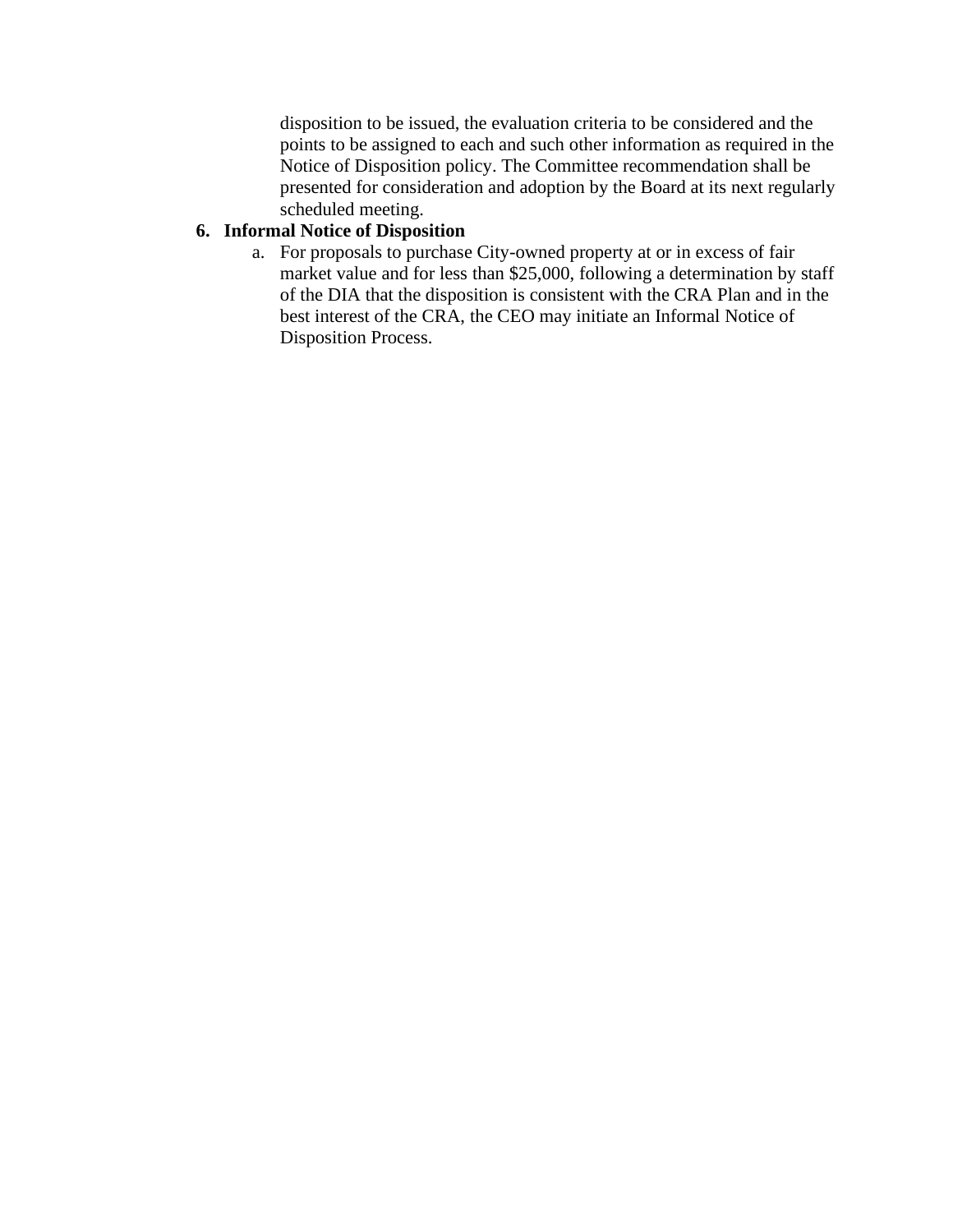disposition to be issued, the evaluation criteria to be considered and the points to be assigned to each and such other information as required in the Notice of Disposition policy. The Committee recommendation shall be presented for consideration and adoption by the Board at its next regularly scheduled meeting.

6. **Informal Notice of Disposition**
   a. For proposals to purchase City-owned property at or in excess of fair market value and for less than $25,000, following a determination by staff of the DIA that the disposition is consistent with the CRA Plan and in the best interest of the CRA, the CEO may initiate an Informal Notice of Disposition Process.